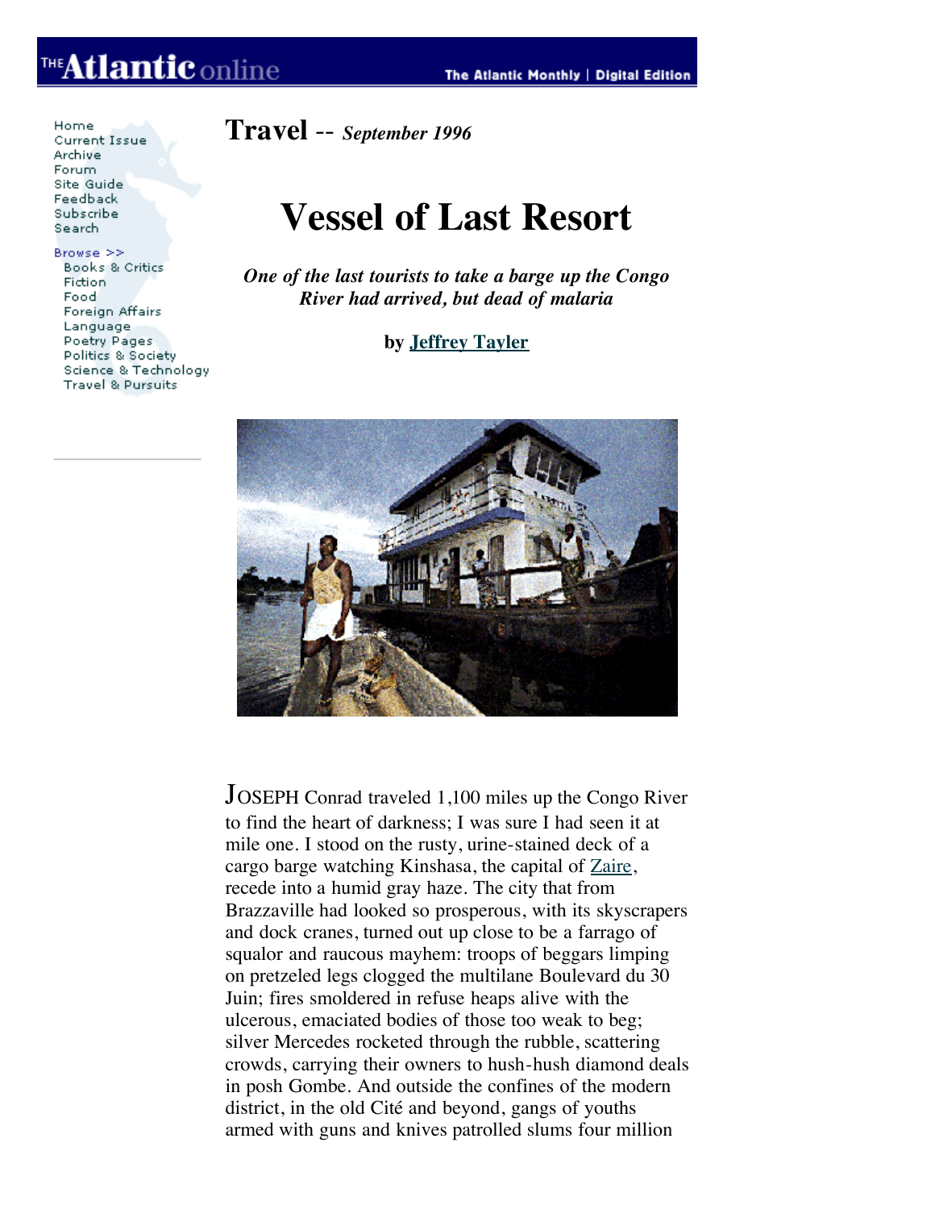# Travel -- *September 1996*

# Vessel of Last Resort

***One of the last tourists to take a barge up the Congo River had arrived, but dead of malaria***

**by Jeffrey Tayler**

JOSEPH Conrad traveled 1,100 miles up the Congo River to find the heart of darkness; I was sure I had seen it at mile one. I stood on the rusty, urine-stained deck of a cargo barge watching Kinshasa, the capital of Zaire, recede into a humid gray haze. The city that from Brazzaville had looked so prosperous, with its skyscrapers and dock cranes, turned out up close to be a farrago of squalor and raucous mayhem: troops of beggars limping on pretzeled legs clogged the multilane Boulevard du 30 Juin; fires smoldered in refuse heaps alive with the ulcerous, emaciated bodies of those too weak to beg; silver Mercedes rocketed through the rubble, scattering crowds, carrying their owners to hush-hush diamond deals in posh Gombe. And outside the confines of the modern district, in the old Cité and beyond, gangs of youths armed with guns and knives patrolled slums four million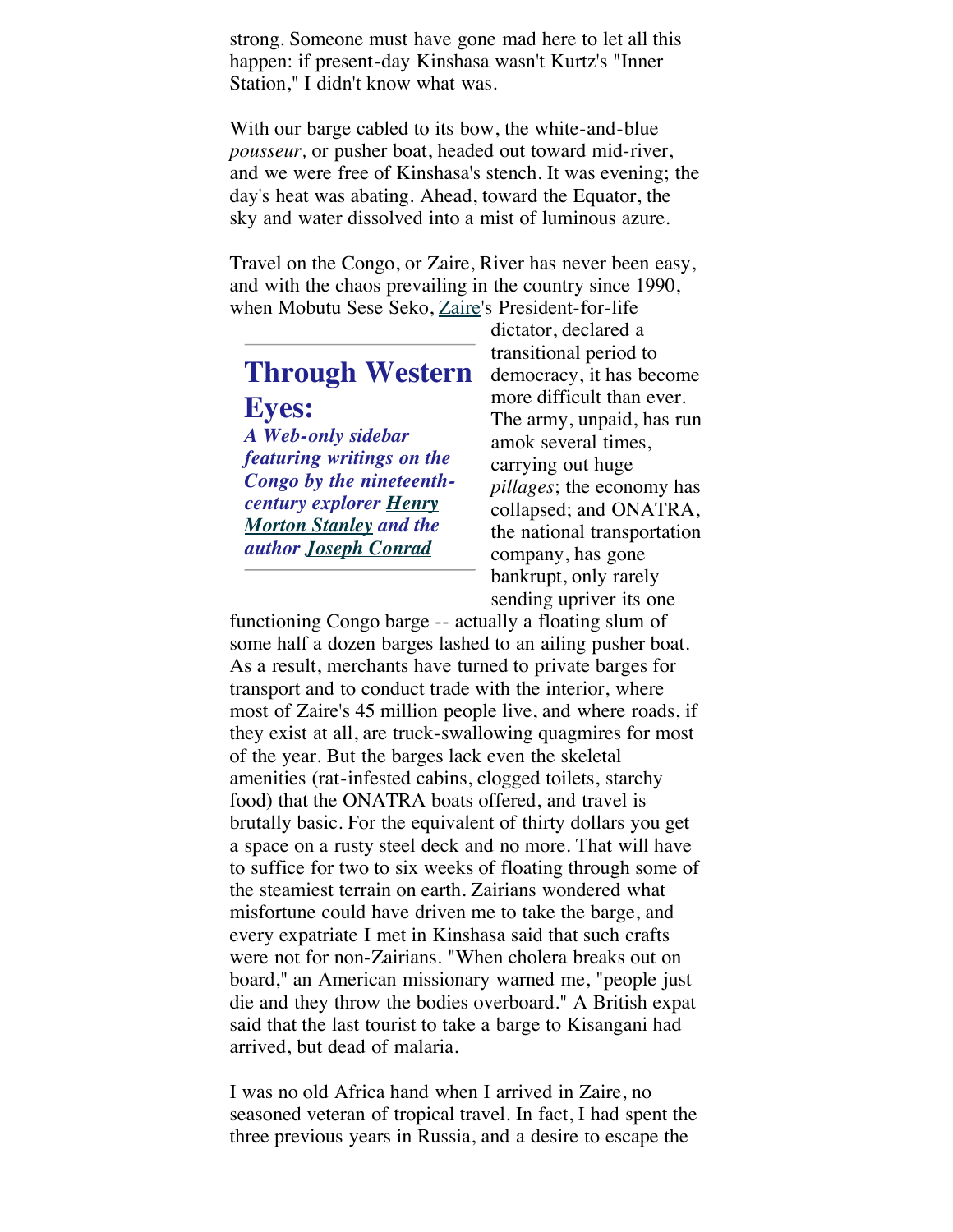strong. Someone must have gone mad here to let all this happen: if present-day Kinshasa wasn't Kurtz's "Inner Station," I didn't know what was.

With our barge cabled to its bow, the white-and-blue *pousseur,* or pusher boat, headed out toward mid-river, and we were free of Kinshasa's stench. It was evening; the day's heat was abating. Ahead, toward the Equator, the sky and water dissolved into a mist of luminous azure.

Travel on the Congo, or Zaire, River has never been easy, and with the chaos prevailing in the country since 1990, when Mobutu Sese Seko, Zaire's President-for-life dictator, declared a transitional period to democracy, it has become more difficult than ever. The army, unpaid, has run amok several times, carrying out huge *pillages*; the economy has collapsed; and ONATRA, the national transportation company, has gone bankrupt, only rarely sending upriver its one functioning Congo barge -- actually a floating slum of some half a dozen barges lashed to an ailing pusher boat. As a result, merchants have turned to private barges for transport and to conduct trade with the interior, where most of Zaire's 45 million people live, and where roads, if they exist at all, are truck-swallowing quagmires for most of the year. But the barges lack even the skeletal amenities (rat-infested cabins, clogged toilets, starchy food) that the ONATRA boats offered, and travel is brutally basic. For the equivalent of thirty dollars you get a space on a rusty steel deck and no more. That will have to suffice for two to six weeks of floating through some of the steamiest terrain on earth. Zairians wondered what misfortune could have driven me to take the barge, and every expatriate I met in Kinshasa said that such crafts were not for non-Zairians. "When cholera breaks out on board," an American missionary warned me, "people just die and they throw the bodies overboard." A British expat said that the last tourist to take a barge to Kisangani had arrived, but dead of malaria.

---

## Through Western Eyes:

***A Web-only sidebar featuring writings on the Congo by the nineteenth-century explorer Henry Morton Stanley and the author Joseph Conrad***

---

I was no old Africa hand when I arrived in Zaire, no seasoned veteran of tropical travel. In fact, I had spent the three previous years in Russia, and a desire to escape the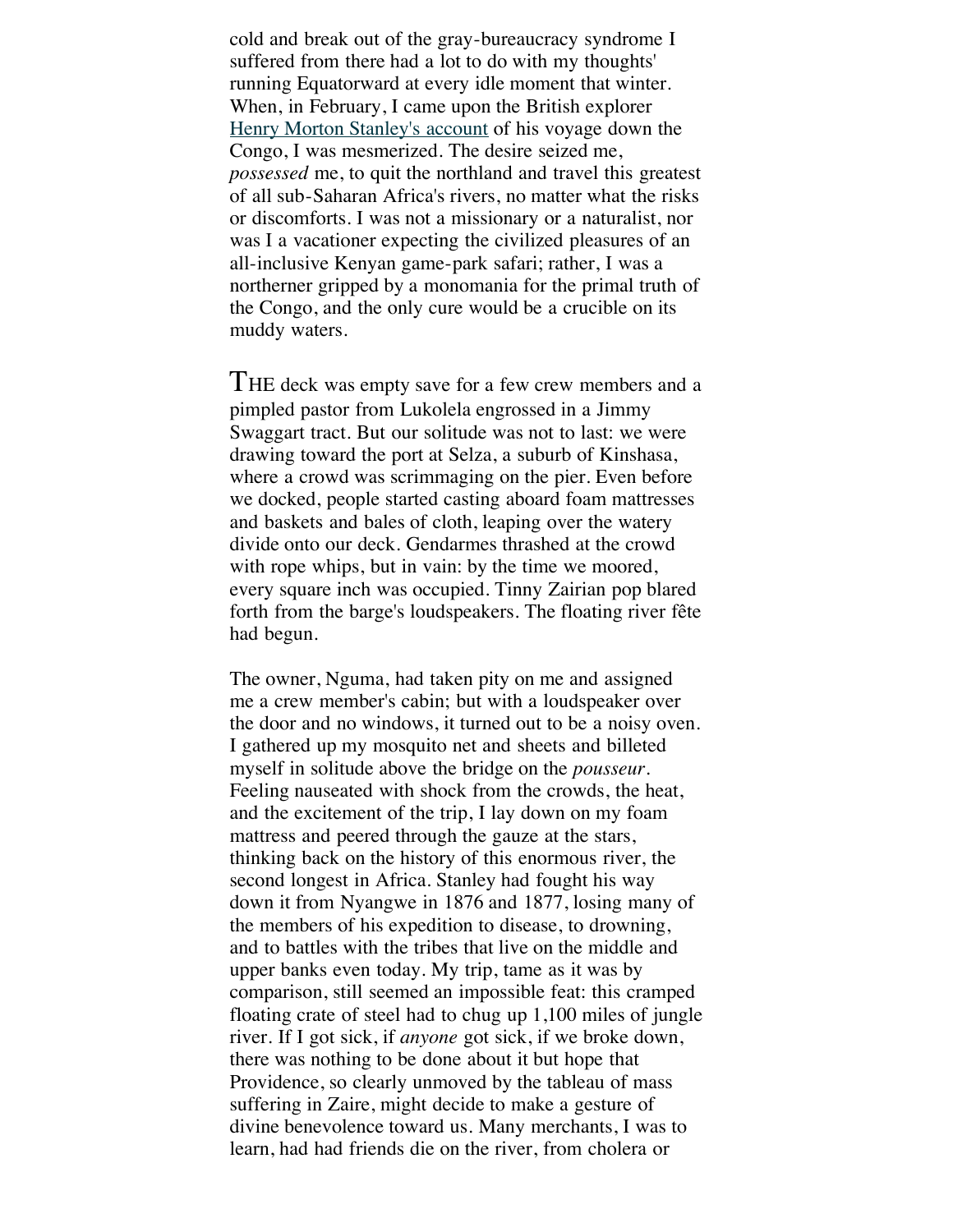cold and break out of the gray-bureaucracy syndrome I suffered from there had a lot to do with my thoughts' running Equatorward at every idle moment that winter. When, in February, I came upon the British explorer Henry Morton Stanley's account of his voyage down the Congo, I was mesmerized. The desire seized me, *possessed* me, to quit the northland and travel this greatest of all sub-Saharan Africa's rivers, no matter what the risks or discomforts. I was not a missionary or a naturalist, nor was I a vacationer expecting the civilized pleasures of an all-inclusive Kenyan game-park safari; rather, I was a northerner gripped by a monomania for the primal truth of the Congo, and the only cure would be a crucible on its muddy waters.

THE deck was empty save for a few crew members and a pimpled pastor from Lukolela engrossed in a Jimmy Swaggart tract. But our solitude was not to last: we were drawing toward the port at Selza, a suburb of Kinshasa, where a crowd was scrimmaging on the pier. Even before we docked, people started casting aboard foam mattresses and baskets and bales of cloth, leaping over the watery divide onto our deck. Gendarmes thrashed at the crowd with rope whips, but in vain: by the time we moored, every square inch was occupied. Tinny Zairian pop blared forth from the barge's loudspeakers. The floating river fête had begun.

The owner, Nguma, had taken pity on me and assigned me a crew member's cabin; but with a loudspeaker over the door and no windows, it turned out to be a noisy oven. I gathered up my mosquito net and sheets and billeted myself in solitude above the bridge on the *pousseur*. Feeling nauseated with shock from the crowds, the heat, and the excitement of the trip, I lay down on my foam mattress and peered through the gauze at the stars, thinking back on the history of this enormous river, the second longest in Africa. Stanley had fought his way down it from Nyangwe in 1876 and 1877, losing many of the members of his expedition to disease, to drowning, and to battles with the tribes that live on the middle and upper banks even today. My trip, tame as it was by comparison, still seemed an impossible feat: this cramped floating crate of steel had to chug up 1,100 miles of jungle river. If I got sick, if *anyone* got sick, if we broke down, there was nothing to be done about it but hope that Providence, so clearly unmoved by the tableau of mass suffering in Zaire, might decide to make a gesture of divine benevolence toward us. Many merchants, I was to learn, had had friends die on the river, from cholera or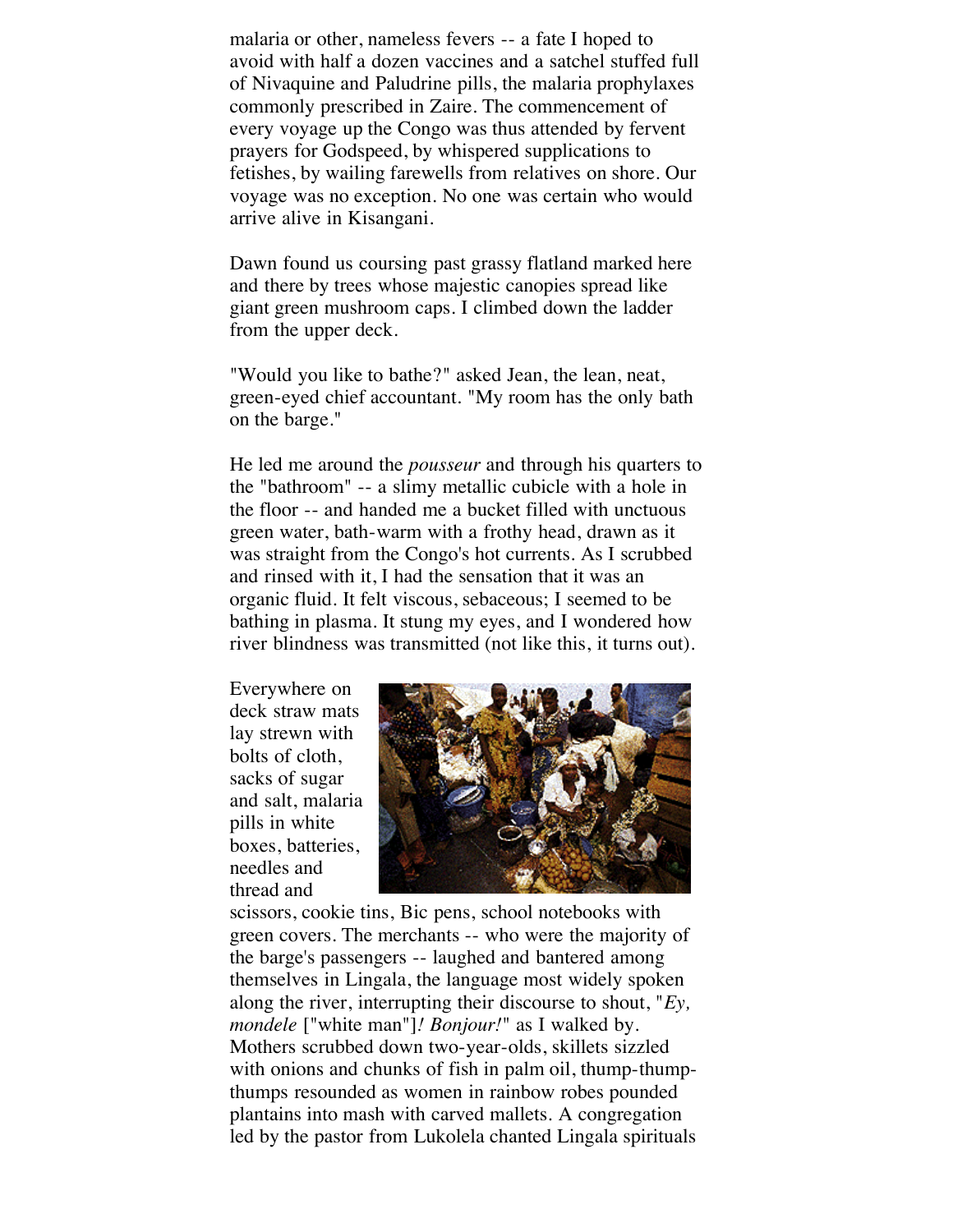malaria or other, nameless fevers -- a fate I hoped to avoid with half a dozen vaccines and a satchel stuffed full of Nivaquine and Paludrine pills, the malaria prophylaxes commonly prescribed in Zaire. The commencement of every voyage up the Congo was thus attended by fervent prayers for Godspeed, by whispered supplications to fetishes, by wailing farewells from relatives on shore. Our voyage was no exception. No one was certain who would arrive alive in Kisangani.

Dawn found us coursing past grassy flatland marked here and there by trees whose majestic canopies spread like giant green mushroom caps. I climbed down the ladder from the upper deck.

"Would you like to bathe?" asked Jean, the lean, neat, green-eyed chief accountant. "My room has the only bath on the barge."

He led me around the *pousseur* and through his quarters to the "bathroom" -- a slimy metallic cubicle with a hole in the floor -- and handed me a bucket filled with unctuous green water, bath-warm with a frothy head, drawn as it was straight from the Congo's hot currents. As I scrubbed and rinsed with it, I had the sensation that it was an organic fluid. It felt viscous, sebaceous; I seemed to be bathing in plasma. It stung my eyes, and I wondered how river blindness was transmitted (not like this, it turns out).

Everywhere on deck straw mats lay strewn with bolts of cloth, sacks of sugar and salt, malaria pills in white boxes, batteries, needles and thread and scissors, cookie tins, Bic pens, school notebooks with green covers. The merchants -- who were the majority of the barge's passengers -- laughed and bantered among themselves in Lingala, the language most widely spoken along the river, interrupting their discourse to shout, "*Ey, mondele* ["white man"]*! Bonjour!*" as I walked by. Mothers scrubbed down two-year-olds, skillets sizzled with onions and chunks of fish in palm oil, thump-thump-thumps resounded as women in rainbow robes pounded plantains into mash with carved mallets. A congregation led by the pastor from Lukolela chanted Lingala spirituals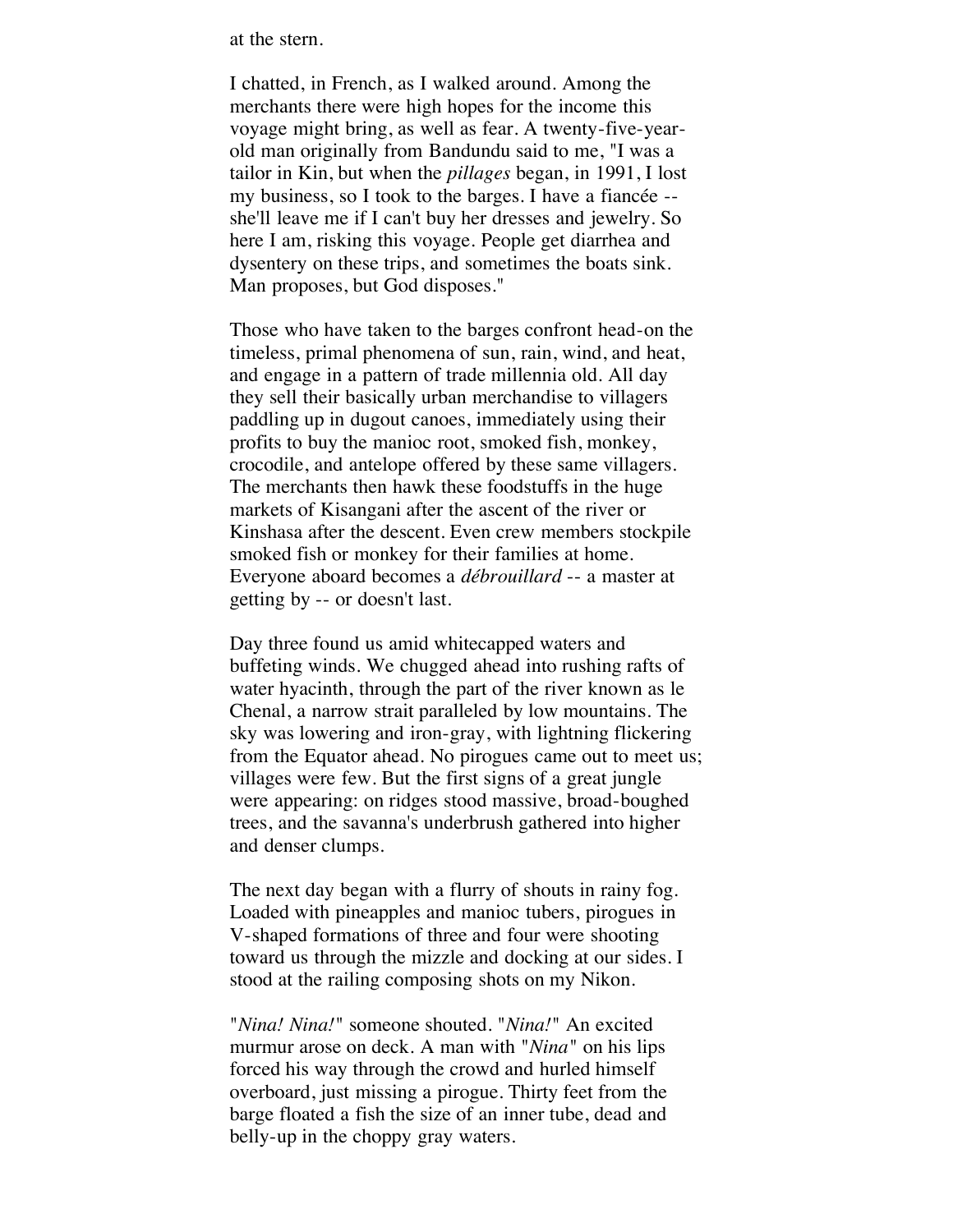at the stern.

I chatted, in French, as I walked around. Among the merchants there were high hopes for the income this voyage might bring, as well as fear. A twenty-five-year-old man originally from Bandundu said to me, "I was a tailor in Kin, but when the *pillages* began, in 1991, I lost my business, so I took to the barges. I have a fiancée -- she'll leave me if I can't buy her dresses and jewelry. So here I am, risking this voyage. People get diarrhea and dysentery on these trips, and sometimes the boats sink. Man proposes, but God disposes."

Those who have taken to the barges confront head-on the timeless, primal phenomena of sun, rain, wind, and heat, and engage in a pattern of trade millennia old. All day they sell their basically urban merchandise to villagers paddling up in dugout canoes, immediately using their profits to buy the manioc root, smoked fish, monkey, crocodile, and antelope offered by these same villagers. The merchants then hawk these foodstuffs in the huge markets of Kisangani after the ascent of the river or Kinshasa after the descent. Even crew members stockpile smoked fish or monkey for their families at home. Everyone aboard becomes a *débrouillard* -- a master at getting by -- or doesn't last.

Day three found us amid whitecapped waters and buffeting winds. We chugged ahead into rushing rafts of water hyacinth, through the part of the river known as le Chenal, a narrow strait paralleled by low mountains. The sky was lowering and iron-gray, with lightning flickering from the Equator ahead. No pirogues came out to meet us; villages were few. But the first signs of a great jungle were appearing: on ridges stood massive, broad-boughed trees, and the savanna's underbrush gathered into higher and denser clumps.

The next day began with a flurry of shouts in rainy fog. Loaded with pineapples and manioc tubers, pirogues in V-shaped formations of three and four were shooting toward us through the mizzle and docking at our sides. I stood at the railing composing shots on my Nikon.

"*Nina! Nina!*" someone shouted. "*Nina!*" An excited murmur arose on deck. A man with "*Nina*" on his lips forced his way through the crowd and hurled himself overboard, just missing a pirogue. Thirty feet from the barge floated a fish the size of an inner tube, dead and belly-up in the choppy gray waters.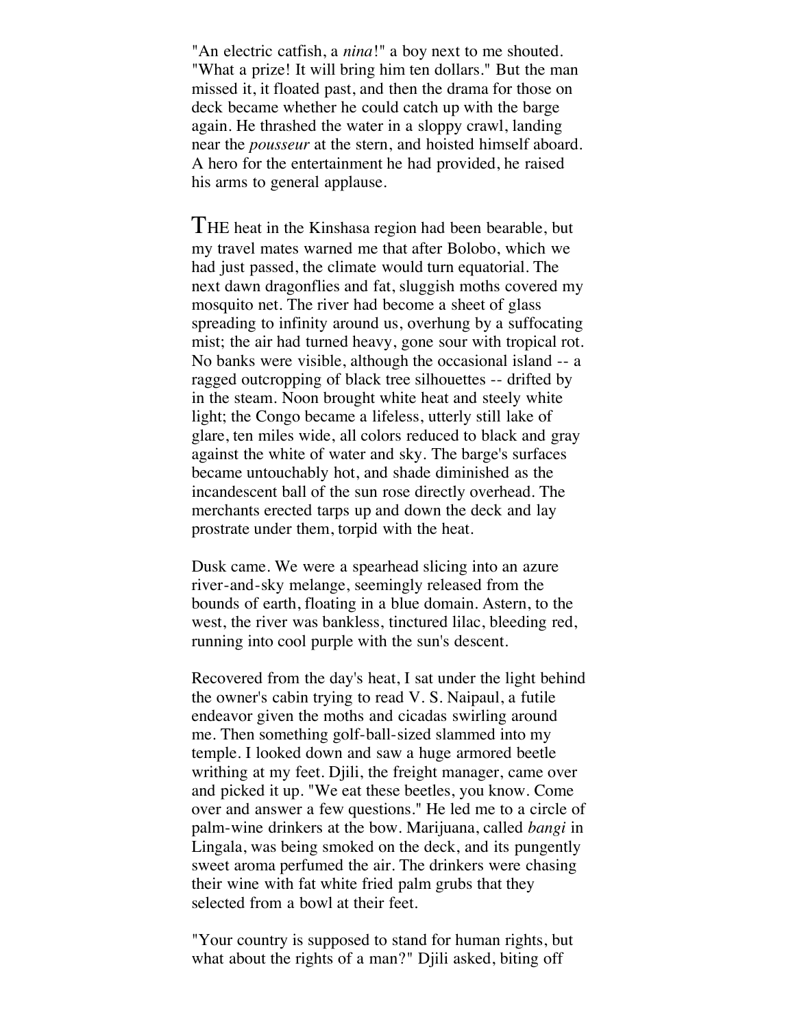"An electric catfish, a *nina*!" a boy next to me shouted. "What a prize! It will bring him ten dollars." But the man missed it, it floated past, and then the drama for those on deck became whether he could catch up with the barge again. He thrashed the water in a sloppy crawl, landing near the *pousseur* at the stern, and hoisted himself aboard. A hero for the entertainment he had provided, he raised his arms to general applause.

THE heat in the Kinshasa region had been bearable, but my travel mates warned me that after Bolobo, which we had just passed, the climate would turn equatorial. The next dawn dragonflies and fat, sluggish moths covered my mosquito net. The river had become a sheet of glass spreading to infinity around us, overhung by a suffocating mist; the air had turned heavy, gone sour with tropical rot. No banks were visible, although the occasional island -- a ragged outcropping of black tree silhouettes -- drifted by in the steam. Noon brought white heat and steely white light; the Congo became a lifeless, utterly still lake of glare, ten miles wide, all colors reduced to black and gray against the white of water and sky. The barge's surfaces became untouchably hot, and shade diminished as the incandescent ball of the sun rose directly overhead. The merchants erected tarps up and down the deck and lay prostrate under them, torpid with the heat.

Dusk came. We were a spearhead slicing into an azure river-and-sky melange, seemingly released from the bounds of earth, floating in a blue domain. Astern, to the west, the river was bankless, tinctured lilac, bleeding red, running into cool purple with the sun's descent.

Recovered from the day's heat, I sat under the light behind the owner's cabin trying to read V. S. Naipaul, a futile endeavor given the moths and cicadas swirling around me. Then something golf-ball-sized slammed into my temple. I looked down and saw a huge armored beetle writhing at my feet. Djili, the freight manager, came over and picked it up. "We eat these beetles, you know. Come over and answer a few questions." He led me to a circle of palm-wine drinkers at the bow. Marijuana, called *bangi* in Lingala, was being smoked on the deck, and its pungently sweet aroma perfumed the air. The drinkers were chasing their wine with fat white fried palm grubs that they selected from a bowl at their feet.

"Your country is supposed to stand for human rights, but what about the rights of a man?" Djili asked, biting off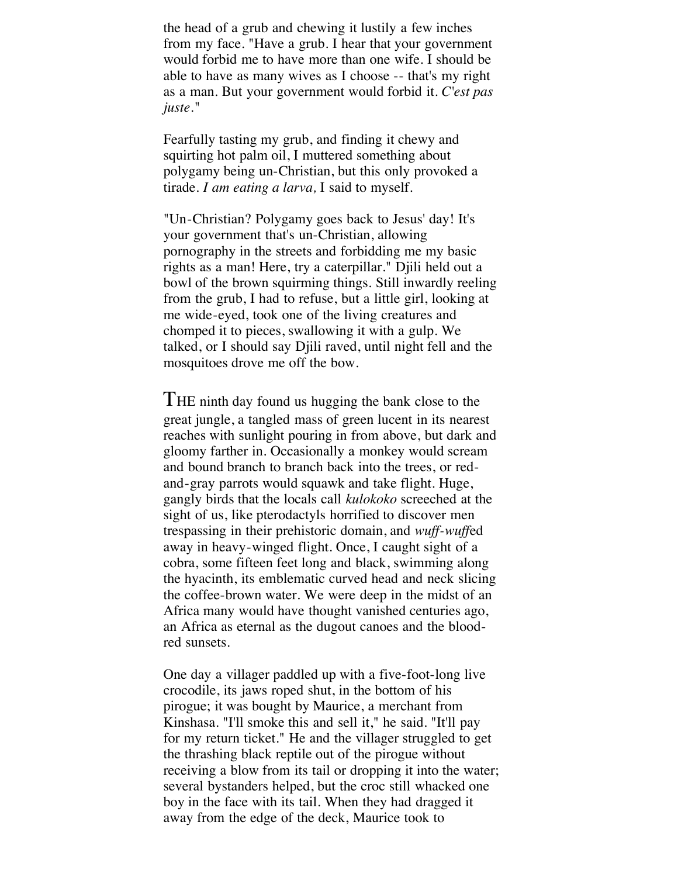the head of a grub and chewing it lustily a few inches from my face. "Have a grub. I hear that your government would forbid me to have more than one wife. I should be able to have as many wives as I choose -- that's my right as a man. But your government would forbid it. *C'est pas juste*."

Fearfully tasting my grub, and finding it chewy and squirting hot palm oil, I muttered something about polygamy being un-Christian, but this only provoked a tirade. *I am eating a larva,* I said to myself.

"Un-Christian? Polygamy goes back to Jesus' day! It's your government that's un-Christian, allowing pornography in the streets and forbidding me my basic rights as a man! Here, try a caterpillar." Djili held out a bowl of the brown squirming things. Still inwardly reeling from the grub, I had to refuse, but a little girl, looking at me wide-eyed, took one of the living creatures and chomped it to pieces, swallowing it with a gulp. We talked, or I should say Djili raved, until night fell and the mosquitoes drove me off the bow.

THE ninth day found us hugging the bank close to the great jungle, a tangled mass of green lucent in its nearest reaches with sunlight pouring in from above, but dark and gloomy farther in. Occasionally a monkey would scream and bound branch to branch back into the trees, or red-and-gray parrots would squawk and take flight. Huge, gangly birds that the locals call *kulokoko* screeched at the sight of us, like pterodactyls horrified to discover men trespassing in their prehistoric domain, and *wuff-wuff*ed away in heavy-winged flight. Once, I caught sight of a cobra, some fifteen feet long and black, swimming along the hyacinth, its emblematic curved head and neck slicing the coffee-brown water. We were deep in the midst of an Africa many would have thought vanished centuries ago, an Africa as eternal as the dugout canoes and the blood-red sunsets.

One day a villager paddled up with a five-foot-long live crocodile, its jaws roped shut, in the bottom of his pirogue; it was bought by Maurice, a merchant from Kinshasa. "I'll smoke this and sell it," he said. "It'll pay for my return ticket." He and the villager struggled to get the thrashing black reptile out of the pirogue without receiving a blow from its tail or dropping it into the water; several bystanders helped, but the croc still whacked one boy in the face with its tail. When they had dragged it away from the edge of the deck, Maurice took to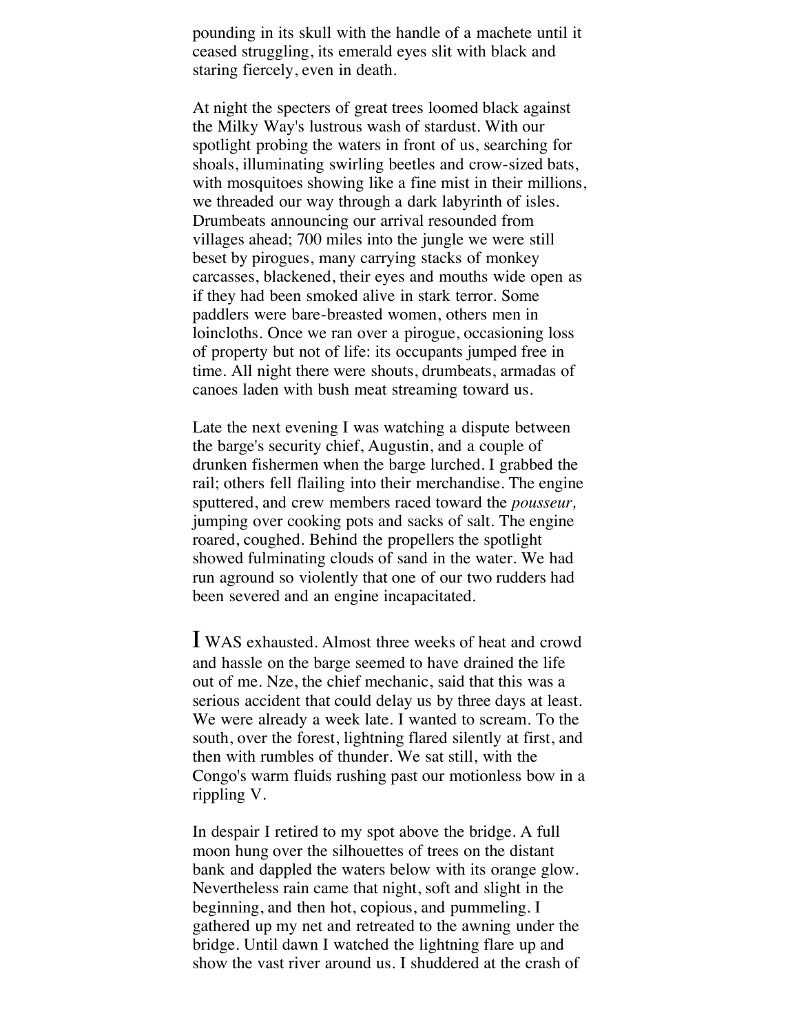pounding in its skull with the handle of a machete until it ceased struggling, its emerald eyes slit with black and staring fiercely, even in death.

At night the specters of great trees loomed black against the Milky Way's lustrous wash of stardust. With our spotlight probing the waters in front of us, searching for shoals, illuminating swirling beetles and crow-sized bats, with mosquitoes showing like a fine mist in their millions, we threaded our way through a dark labyrinth of isles. Drumbeats announcing our arrival resounded from villages ahead; 700 miles into the jungle we were still beset by pirogues, many carrying stacks of monkey carcasses, blackened, their eyes and mouths wide open as if they had been smoked alive in stark terror. Some paddlers were bare-breasted women, others men in loincloths. Once we ran over a pirogue, occasioning loss of property but not of life: its occupants jumped free in time. All night there were shouts, drumbeats, armadas of canoes laden with bush meat streaming toward us.

Late the next evening I was watching a dispute between the barge's security chief, Augustin, and a couple of drunken fishermen when the barge lurched. I grabbed the rail; others fell flailing into their merchandise. The engine sputtered, and crew members raced toward the *pousseur,* jumping over cooking pots and sacks of salt. The engine roared, coughed. Behind the propellers the spotlight showed fulminating clouds of sand in the water. We had run aground so violently that one of our two rudders had been severed and an engine incapacitated.

I WAS exhausted. Almost three weeks of heat and crowd and hassle on the barge seemed to have drained the life out of me. Nze, the chief mechanic, said that this was a serious accident that could delay us by three days at least. We were already a week late. I wanted to scream. To the south, over the forest, lightning flared silently at first, and then with rumbles of thunder. We sat still, with the Congo's warm fluids rushing past our motionless bow in a rippling V.

In despair I retired to my spot above the bridge. A full moon hung over the silhouettes of trees on the distant bank and dappled the waters below with its orange glow. Nevertheless rain came that night, soft and slight in the beginning, and then hot, copious, and pummeling. I gathered up my net and retreated to the awning under the bridge. Until dawn I watched the lightning flare up and show the vast river around us. I shuddered at the crash of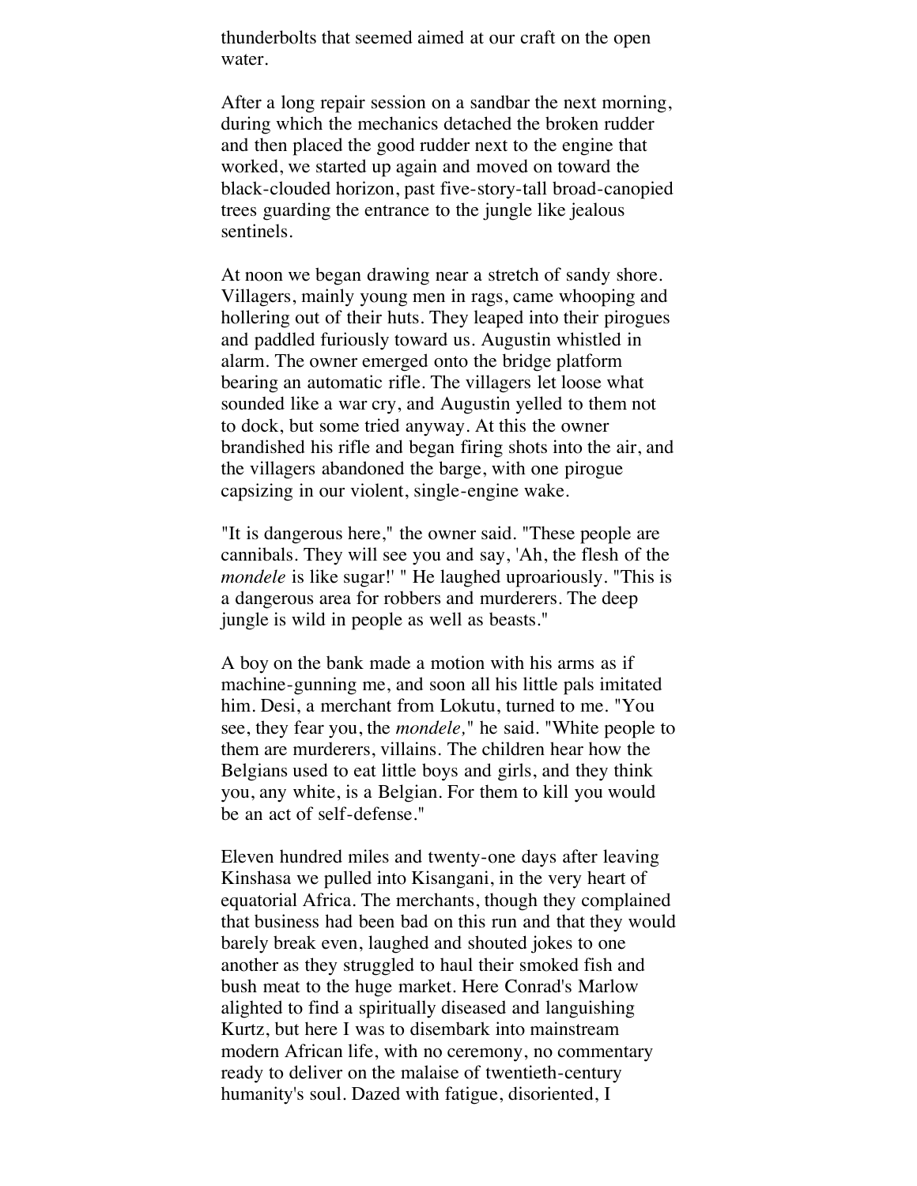thunderbolts that seemed aimed at our craft on the open water.

After a long repair session on a sandbar the next morning, during which the mechanics detached the broken rudder and then placed the good rudder next to the engine that worked, we started up again and moved on toward the black-clouded horizon, past five-story-tall broad-canopied trees guarding the entrance to the jungle like jealous sentinels.

At noon we began drawing near a stretch of sandy shore. Villagers, mainly young men in rags, came whooping and hollering out of their huts. They leaped into their pirogues and paddled furiously toward us. Augustin whistled in alarm. The owner emerged onto the bridge platform bearing an automatic rifle. The villagers let loose what sounded like a war cry, and Augustin yelled to them not to dock, but some tried anyway. At this the owner brandished his rifle and began firing shots into the air, and the villagers abandoned the barge, with one pirogue capsizing in our violent, single-engine wake.

"It is dangerous here," the owner said. "These people are cannibals. They will see you and say, 'Ah, the flesh of the *mondele* is like sugar!' " He laughed uproariously. "This is a dangerous area for robbers and murderers. The deep jungle is wild in people as well as beasts."

A boy on the bank made a motion with his arms as if machine-gunning me, and soon all his little pals imitated him. Desi, a merchant from Lokutu, turned to me. "You see, they fear you, the *mondele,*" he said. "White people to them are murderers, villains. The children hear how the Belgians used to eat little boys and girls, and they think you, any white, is a Belgian. For them to kill you would be an act of self-defense."

Eleven hundred miles and twenty-one days after leaving Kinshasa we pulled into Kisangani, in the very heart of equatorial Africa. The merchants, though they complained that business had been bad on this run and that they would barely break even, laughed and shouted jokes to one another as they struggled to haul their smoked fish and bush meat to the huge market. Here Conrad's Marlow alighted to find a spiritually diseased and languishing Kurtz, but here I was to disembark into mainstream modern African life, with no ceremony, no commentary ready to deliver on the malaise of twentieth-century humanity's soul. Dazed with fatigue, disoriented, I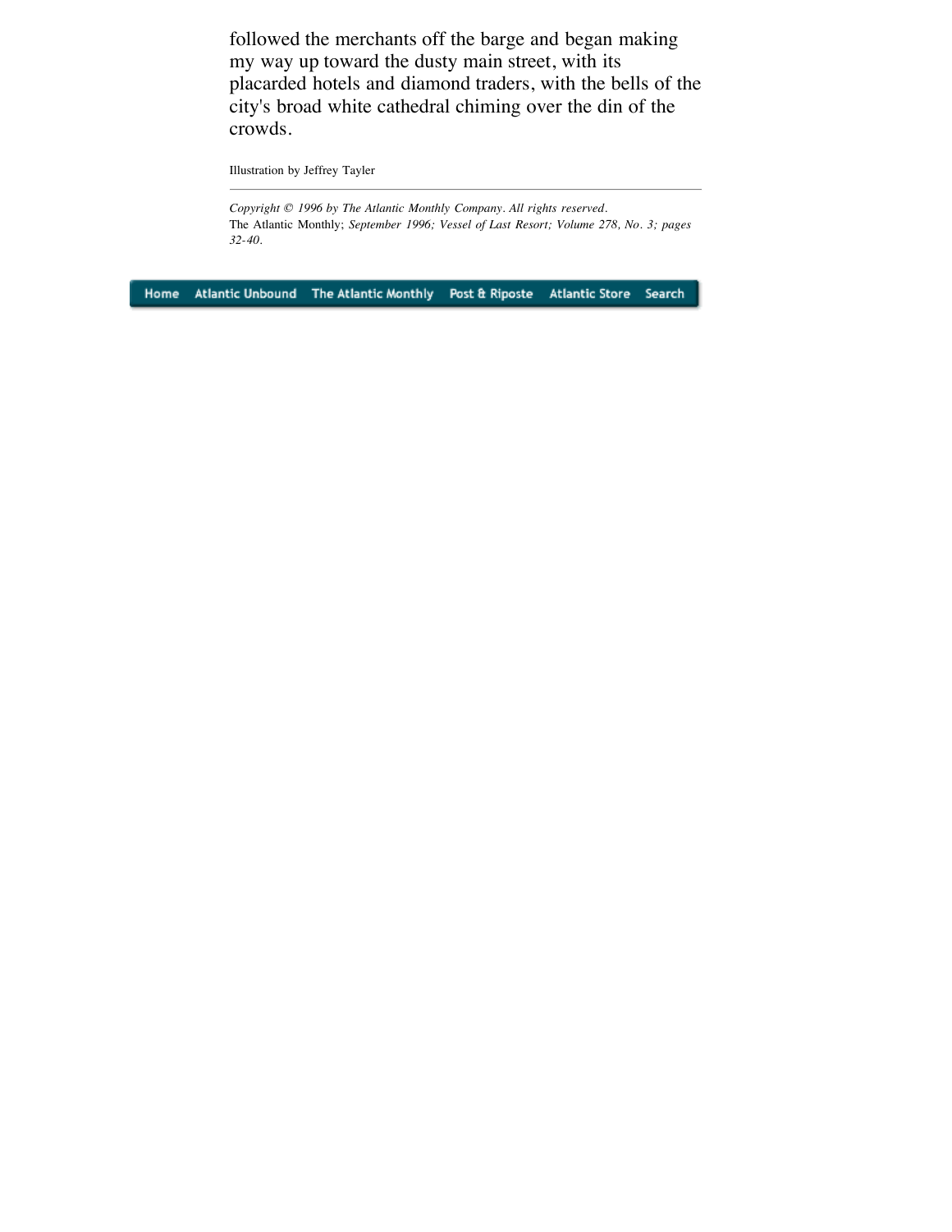followed the merchants off the barge and began making my way up toward the dusty main street, with its placarded hotels and diamond traders, with the bells of the city's broad white cathedral chiming over the din of the crowds.

Illustration by Jeffrey Tayler

---

*Copyright © 1996 by The Atlantic Monthly Company. All rights reserved.*
The Atlantic Monthly; *September 1996; Vessel of Last Resort; Volume 278, No. 3; pages 32-40.*

Home | Atlantic Unbound | The Atlantic Monthly | Post & Riposte | Atlantic Store | Search